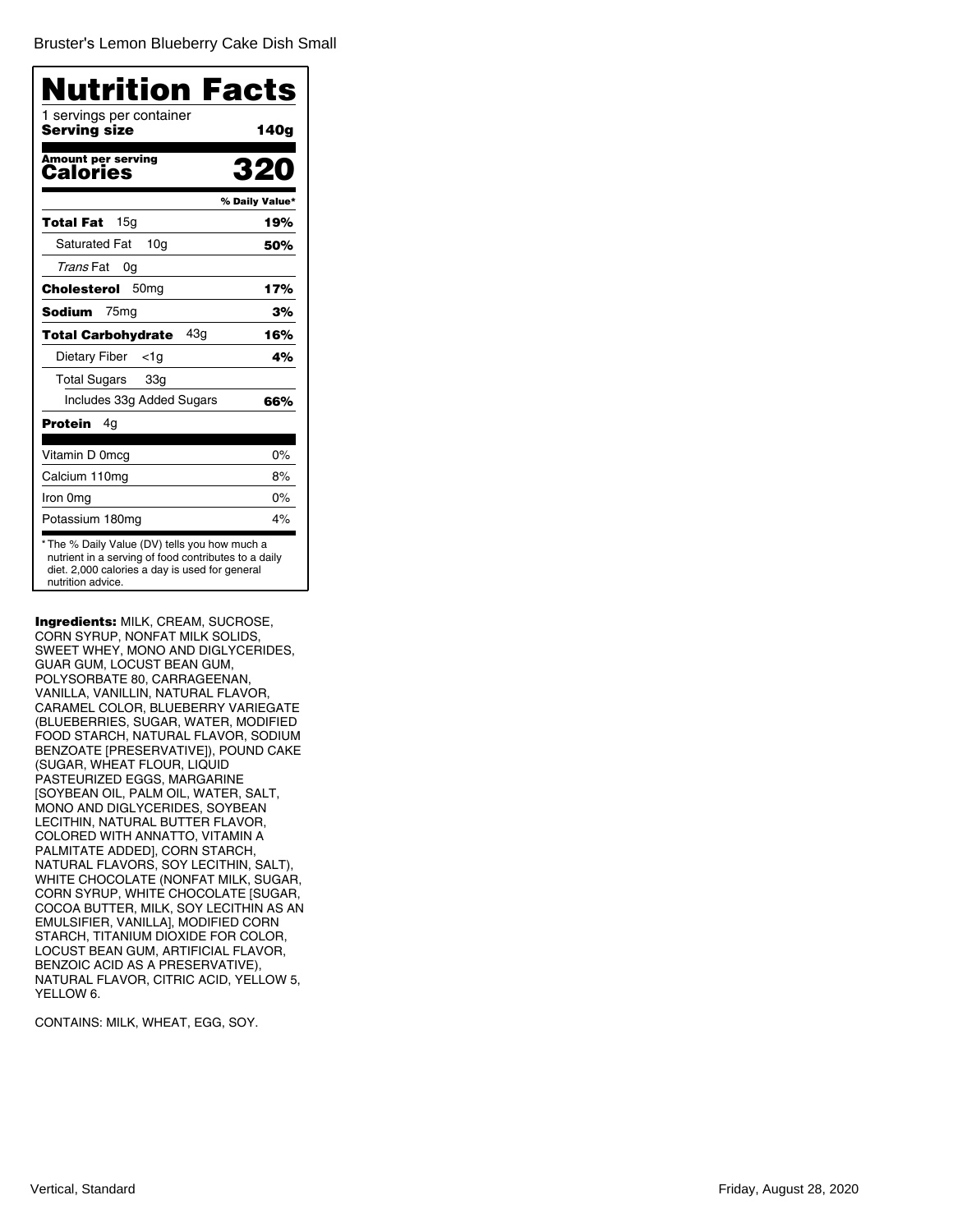Bruster's Lemon Blueberry Cake Dish Small

# Nutrition Facts

1 servings per container

| **Serving size** | **140g** |
|---|---|
| **Amount per serving** | |
| **Calories** | **320** |
| | **% Daily Value*** |
| **Total Fat** 15g | **19%** |
| Saturated Fat 10g | **50%** |
| *Trans* Fat 0g | |
| **Cholesterol** 50mg | **17%** |
| **Sodium** 75mg | **3%** |
| **Total Carbohydrate** 43g | **16%** |
| Dietary Fiber <1g | **4%** |
| Total Sugars 33g | |
| Includes 33g Added Sugars | **66%** |
| **Protein** 4g | |
| Vitamin D 0mcg | 0% |
| Calcium 110mg | 8% |
| Iron 0mg | 0% |
| Potassium 180mg | 4% |

* The % Daily Value (DV) tells you how much a nutrient in a serving of food contributes to a daily diet. 2,000 calories a day is used for general nutrition advice.

**Ingredients:** MILK, CREAM, SUCROSE, CORN SYRUP, NONFAT MILK SOLIDS, SWEET WHEY, MONO AND DIGLYCERIDES, GUAR GUM, LOCUST BEAN GUM, POLYSORBATE 80, CARRAGEENAN, VANILLA, VANILLIN, NATURAL FLAVOR, CARAMEL COLOR, BLUEBERRY VARIEGATE (BLUEBERRIES, SUGAR, WATER, MODIFIED FOOD STARCH, NATURAL FLAVOR, SODIUM BENZOATE [PRESERVATIVE]), POUND CAKE (SUGAR, WHEAT FLOUR, LIQUID PASTEURIZED EGGS, MARGARINE [SOYBEAN OIL, PALM OIL, WATER, SALT, MONO AND DIGLYCERIDES, SOYBEAN LECITHIN, NATURAL BUTTER FLAVOR, COLORED WITH ANNATTO, VITAMIN A PALMITATE ADDED], CORN STARCH, NATURAL FLAVORS, SOY LECITHIN, SALT), WHITE CHOCOLATE (NONFAT MILK, SUGAR, CORN SYRUP, WHITE CHOCOLATE [SUGAR, COCOA BUTTER, MILK, SOY LECITHIN AS AN EMULSIFIER, VANILLA], MODIFIED CORN STARCH, TITANIUM DIOXIDE FOR COLOR, LOCUST BEAN GUM, ARTIFICIAL FLAVOR, BENZOIC ACID AS A PRESERVATIVE), NATURAL FLAVOR, CITRIC ACID, YELLOW 5, YELLOW 6.

CONTAINS: MILK, WHEAT, EGG, SOY.

Vertical, Standard

Friday, August 28, 2020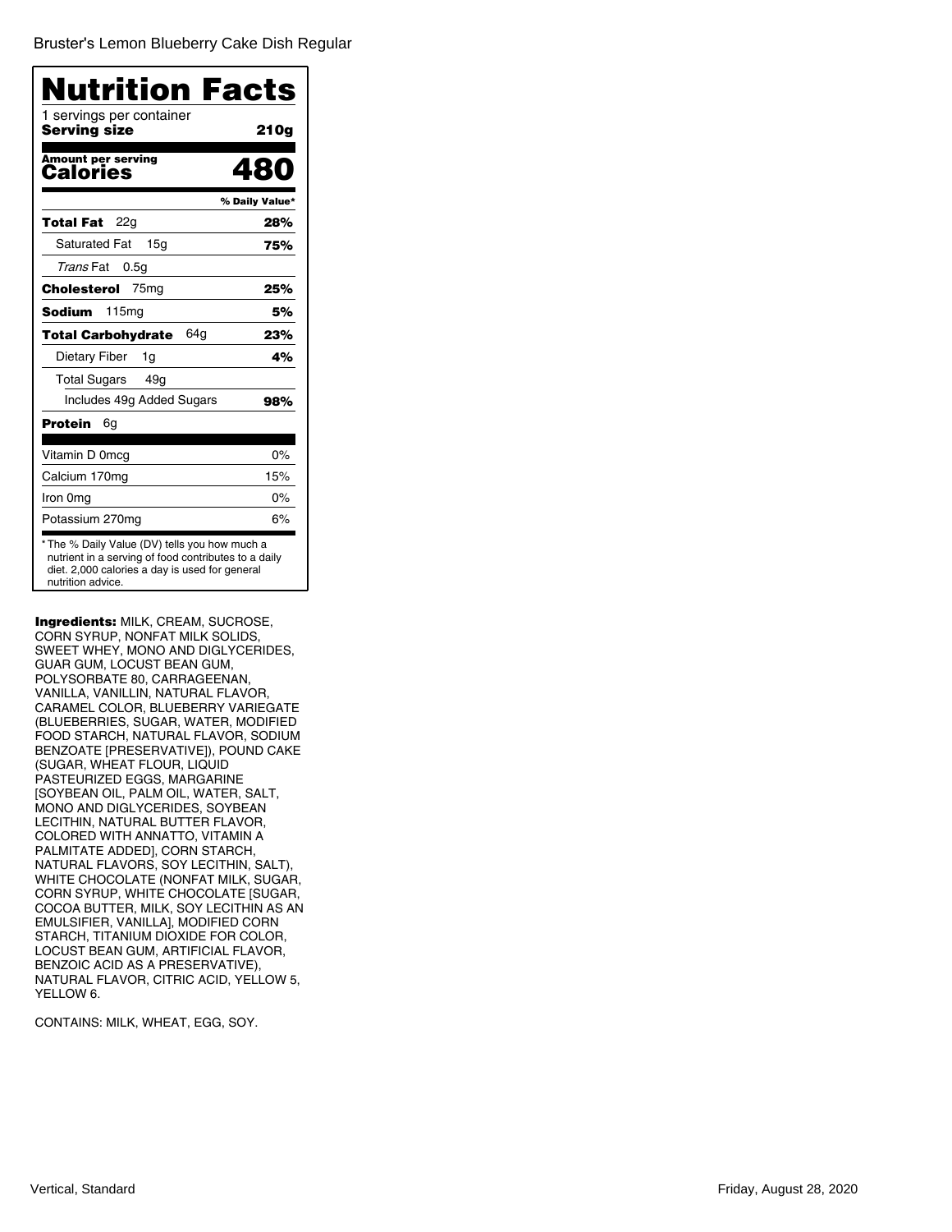Bruster's Lemon Blueberry Cake Dish Regular

# Nutrition Facts

1 servings per container
**Serving size** **210g**

**Amount per serving**
**Calories** **480**

| | % Daily Value* |
|---|---|
| **Total Fat** 22g | **28%** |
| Saturated Fat 15g | **75%** |
| *Trans* Fat 0.5g | |
| **Cholesterol** 75mg | **25%** |
| **Sodium** 115mg | **5%** |
| **Total Carbohydrate** 64g | **23%** |
| Dietary Fiber 1g | **4%** |
| Total Sugars 49g | |
| Includes 49g Added Sugars | **98%** |
| **Protein** 6g | |
| Vitamin D 0mcg | 0% |
| Calcium 170mg | 15% |
| Iron 0mg | 0% |
| Potassium 270mg | 6% |

* The % Daily Value (DV) tells you how much a nutrient in a serving of food contributes to a daily diet. 2,000 calories a day is used for general nutrition advice.

**Ingredients:** MILK, CREAM, SUCROSE, CORN SYRUP, NONFAT MILK SOLIDS, SWEET WHEY, MONO AND DIGLYCERIDES, GUAR GUM, LOCUST BEAN GUM, POLYSORBATE 80, CARRAGEENAN, VANILLA, VANILLIN, NATURAL FLAVOR, CARAMEL COLOR, BLUEBERRY VARIEGATE (BLUEBERRIES, SUGAR, WATER, MODIFIED FOOD STARCH, NATURAL FLAVOR, SODIUM BENZOATE [PRESERVATIVE]), POUND CAKE (SUGAR, WHEAT FLOUR, LIQUID PASTEURIZED EGGS, MARGARINE [SOYBEAN OIL, PALM OIL, WATER, SALT, MONO AND DIGLYCERIDES, SOYBEAN LECITHIN, NATURAL BUTTER FLAVOR, COLORED WITH ANNATTO, VITAMIN A PALMITATE ADDED], CORN STARCH, NATURAL FLAVORS, SOY LECITHIN, SALT), WHITE CHOCOLATE (NONFAT MILK, SUGAR, CORN SYRUP, WHITE CHOCOLATE [SUGAR, COCOA BUTTER, MILK, SOY LECITHIN AS AN EMULSIFIER, VANILLA], MODIFIED CORN STARCH, TITANIUM DIOXIDE FOR COLOR, LOCUST BEAN GUM, ARTIFICIAL FLAVOR, BENZOIC ACID AS A PRESERVATIVE), NATURAL FLAVOR, CITRIC ACID, YELLOW 5, YELLOW 6.

CONTAINS: MILK, WHEAT, EGG, SOY.

Vertical, Standard

Friday, August 28, 2020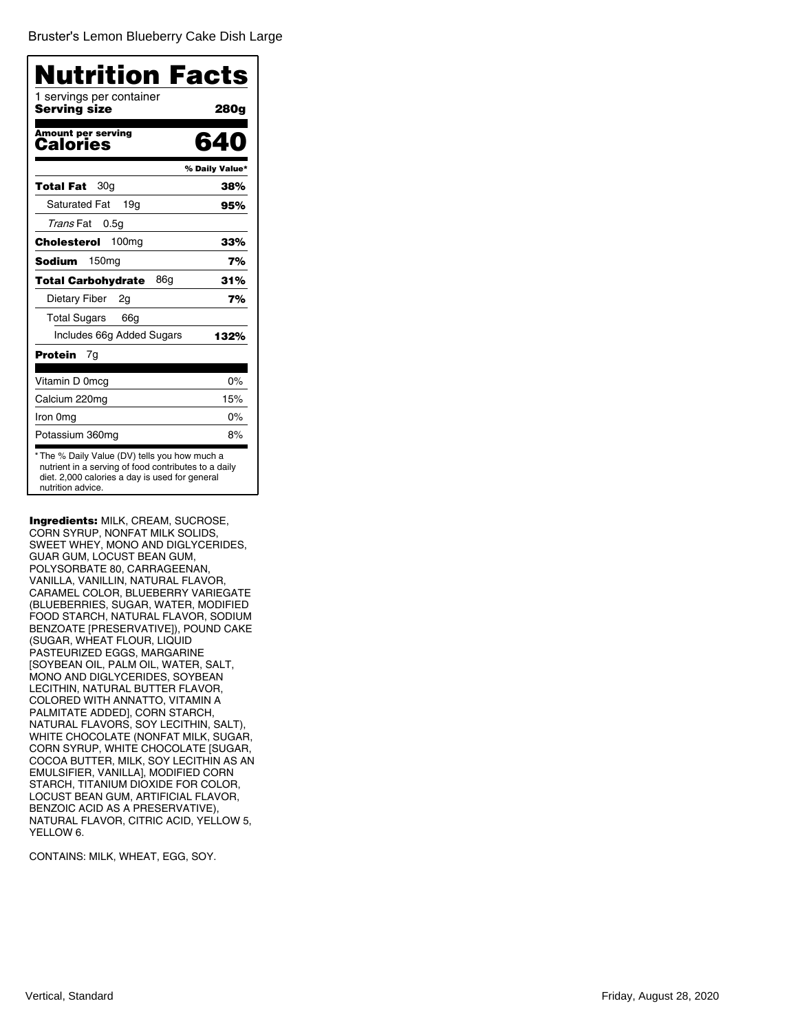Bruster's Lemon Blueberry Cake Dish Large

# Nutrition Facts

1 servings per container

**Serving size** **280g**

**Amount per serving**

**Calories** **640**

| | % Daily Value* |
|---|---|
| **Total Fat** 30g | **38%** |
| Saturated Fat 19g | **95%** |
| *Trans* Fat 0.5g | |
| **Cholesterol** 100mg | **33%** |
| **Sodium** 150mg | **7%** |
| **Total Carbohydrate** 86g | **31%** |
| Dietary Fiber 2g | **7%** |
| Total Sugars 66g | |
| Includes 66g Added Sugars | **132%** |
| **Protein** 7g | |
| Vitamin D 0mcg | 0% |
| Calcium 220mg | 15% |
| Iron 0mg | 0% |
| Potassium 360mg | 8% |

* The % Daily Value (DV) tells you how much a nutrient in a serving of food contributes to a daily diet. 2,000 calories a day is used for general nutrition advice.

**Ingredients:** MILK, CREAM, SUCROSE, CORN SYRUP, NONFAT MILK SOLIDS, SWEET WHEY, MONO AND DIGLYCERIDES, GUAR GUM, LOCUST BEAN GUM, POLYSORBATE 80, CARRAGEENAN, VANILLA, VANILLIN, NATURAL FLAVOR, CARAMEL COLOR, BLUEBERRY VARIEGATE (BLUEBERRIES, SUGAR, WATER, MODIFIED FOOD STARCH, NATURAL FLAVOR, SODIUM BENZOATE [PRESERVATIVE]), POUND CAKE (SUGAR, WHEAT FLOUR, LIQUID PASTEURIZED EGGS, MARGARINE [SOYBEAN OIL, PALM OIL, WATER, SALT, MONO AND DIGLYCERIDES, SOYBEAN LECITHIN, NATURAL BUTTER FLAVOR, COLORED WITH ANNATTO, VITAMIN A PALMITATE ADDED], CORN STARCH, NATURAL FLAVORS, SOY LECITHIN, SALT), WHITE CHOCOLATE (NONFAT MILK, SUGAR, CORN SYRUP, WHITE CHOCOLATE [SUGAR, COCOA BUTTER, MILK, SOY LECITHIN AS AN EMULSIFIER, VANILLA], MODIFIED CORN STARCH, TITANIUM DIOXIDE FOR COLOR, LOCUST BEAN GUM, ARTIFICIAL FLAVOR, BENZOIC ACID AS A PRESERVATIVE), NATURAL FLAVOR, CITRIC ACID, YELLOW 5, YELLOW 6.

CONTAINS: MILK, WHEAT, EGG, SOY.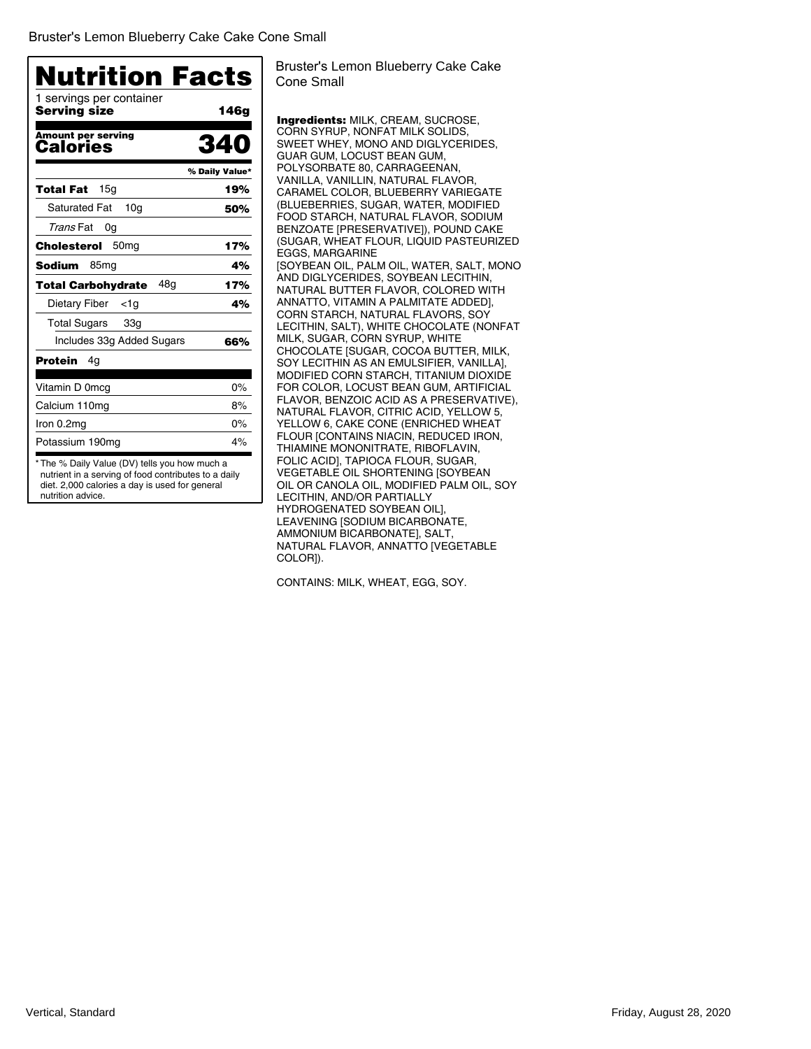Bruster's Lemon Blueberry Cake Cake Cone Small

## Nutrition Facts

1 servings per container

**Serving size** **146g**

**Amount per serving**

**Calories** **340**

| | % Daily Value* |
|---|---|
| **Total Fat** 15g | **19%** |
| Saturated Fat 10g | **50%** |
| *Trans* Fat 0g | |
| **Cholesterol** 50mg | **17%** |
| **Sodium** 85mg | **4%** |
| **Total Carbohydrate** 48g | **17%** |
| Dietary Fiber <1g | **4%** |
| Total Sugars 33g | |
| Includes 33g Added Sugars | **66%** |
| **Protein** 4g | |
| Vitamin D 0mcg | 0% |
| Calcium 110mg | 8% |
| Iron 0.2mg | 0% |
| Potassium 190mg | 4% |

* The % Daily Value (DV) tells you how much a nutrient in a serving of food contributes to a daily diet. 2,000 calories a day is used for general nutrition advice.

Bruster's Lemon Blueberry Cake Cake Cone Small

**Ingredients:** MILK, CREAM, SUCROSE, CORN SYRUP, NONFAT MILK SOLIDS, SWEET WHEY, MONO AND DIGLYCERIDES, GUAR GUM, LOCUST BEAN GUM, POLYSORBATE 80, CARRAGEENAN, VANILLA, VANILLIN, NATURAL FLAVOR, CARAMEL COLOR, BLUEBERRY VARIEGATE (BLUEBERRIES, SUGAR, WATER, MODIFIED FOOD STARCH, NATURAL FLAVOR, SODIUM BENZOATE [PRESERVATIVE]), POUND CAKE (SUGAR, WHEAT FLOUR, LIQUID PASTEURIZED EGGS, MARGARINE [SOYBEAN OIL, PALM OIL, WATER, SALT, MONO AND DIGLYCERIDES, SOYBEAN LECITHIN, NATURAL BUTTER FLAVOR, COLORED WITH ANNATTO, VITAMIN A PALMITATE ADDED], CORN STARCH, NATURAL FLAVORS, SOY LECITHIN, SALT), WHITE CHOCOLATE (NONFAT MILK, SUGAR, CORN SYRUP, WHITE CHOCOLATE [SUGAR, COCOA BUTTER, MILK, SOY LECITHIN AS AN EMULSIFIER, VANILLA], MODIFIED CORN STARCH, TITANIUM DIOXIDE FOR COLOR, LOCUST BEAN GUM, ARTIFICIAL FLAVOR, BENZOIC ACID AS A PRESERVATIVE), NATURAL FLAVOR, CITRIC ACID, YELLOW 5, YELLOW 6, CAKE CONE (ENRICHED WHEAT FLOUR [CONTAINS NIACIN, REDUCED IRON, THIAMINE MONONITRATE, RIBOFLAVIN, FOLIC ACID], TAPIOCA FLOUR, SUGAR, VEGETABLE OIL SHORTENING [SOYBEAN OIL OR CANOLA OIL, MODIFIED PALM OIL, SOY LECITHIN, AND/OR PARTIALLY HYDROGENATED SOYBEAN OIL], LEAVENING [SODIUM BICARBONATE, AMMONIUM BICARBONATE], SALT, NATURAL FLAVOR, ANNATTO [VEGETABLE COLOR]).

CONTAINS: MILK, WHEAT, EGG, SOY.

Vertical, Standard

Friday, August 28, 2020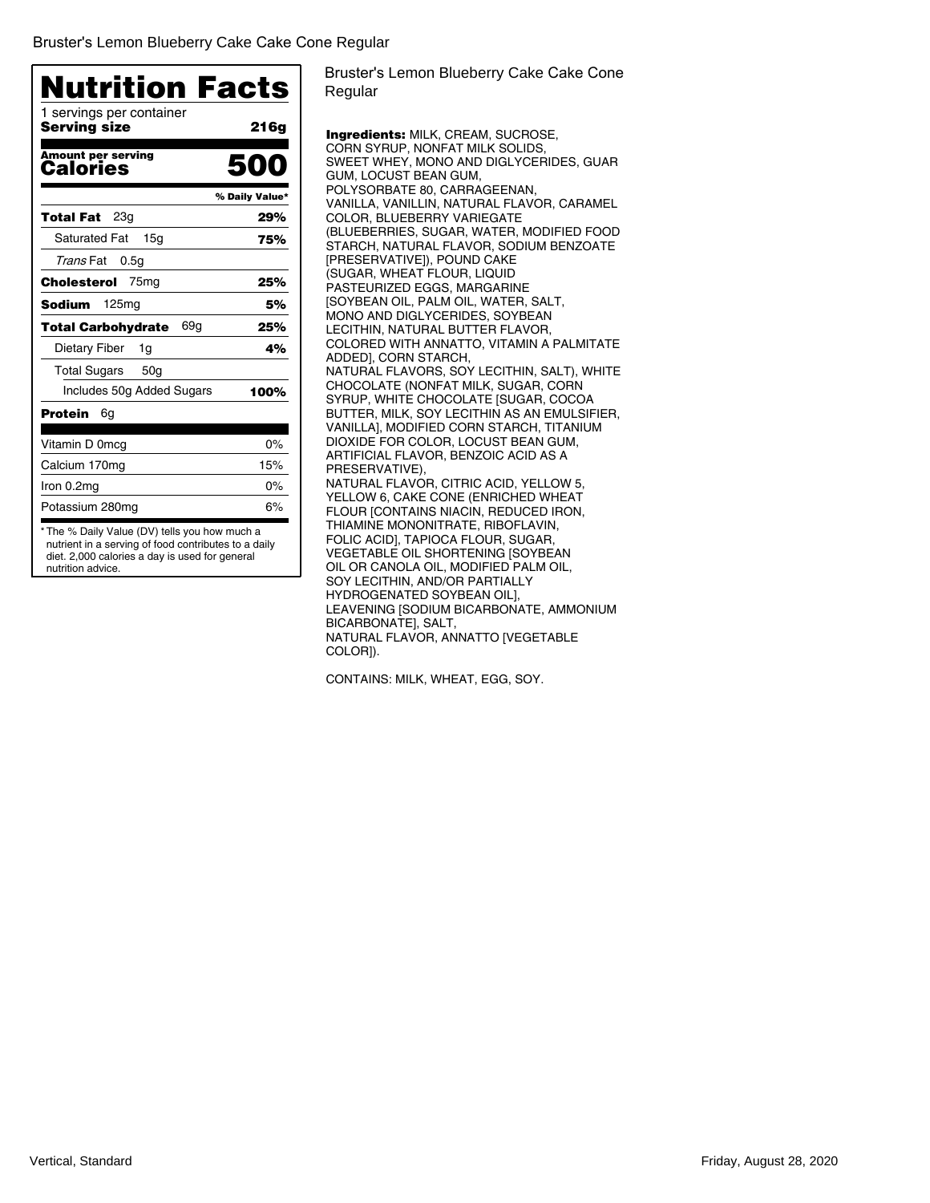Bruster's Lemon Blueberry Cake Cake Cone Regular

## Nutrition Facts

1 servings per container
**Serving size** **216g**

| Amount per serving | |
|---|---|
| **Calories** | **500** |
| | **% Daily Value*** |
| **Total Fat** 23g | **29%** |
| Saturated Fat 15g | **75%** |
| *Trans* Fat 0.5g | |
| **Cholesterol** 75mg | **25%** |
| **Sodium** 125mg | **5%** |
| **Total Carbohydrate** 69g | **25%** |
| Dietary Fiber 1g | **4%** |
| Total Sugars 50g | |
| Includes 50g Added Sugars | **100%** |
| **Protein** 6g | |
| Vitamin D 0mcg | 0% |
| Calcium 170mg | 15% |
| Iron 0.2mg | 0% |
| Potassium 280mg | 6% |

* The % Daily Value (DV) tells you how much a nutrient in a serving of food contributes to a daily diet. 2,000 calories a day is used for general nutrition advice.

Bruster's Lemon Blueberry Cake Cake Cone Regular

**Ingredients:** MILK, CREAM, SUCROSE, CORN SYRUP, NONFAT MILK SOLIDS, SWEET WHEY, MONO AND DIGLYCERIDES, GUAR GUM, LOCUST BEAN GUM, POLYSORBATE 80, CARRAGEENAN, VANILLA, VANILLIN, NATURAL FLAVOR, CARAMEL COLOR, BLUEBERRY VARIEGATE (BLUEBERRIES, SUGAR, WATER, MODIFIED FOOD STARCH, NATURAL FLAVOR, SODIUM BENZOATE [PRESERVATIVE]), POUND CAKE (SUGAR, WHEAT FLOUR, LIQUID PASTEURIZED EGGS, MARGARINE [SOYBEAN OIL, PALM OIL, WATER, SALT, MONO AND DIGLYCERIDES, SOYBEAN LECITHIN, NATURAL BUTTER FLAVOR, COLORED WITH ANNATTO, VITAMIN A PALMITATE ADDED], CORN STARCH, NATURAL FLAVORS, SOY LECITHIN, SALT), WHITE CHOCOLATE (NONFAT MILK, SUGAR, CORN SYRUP, WHITE CHOCOLATE [SUGAR, COCOA BUTTER, MILK, SOY LECITHIN AS AN EMULSIFIER, VANILLA], MODIFIED CORN STARCH, TITANIUM DIOXIDE FOR COLOR, LOCUST BEAN GUM, ARTIFICIAL FLAVOR, BENZOIC ACID AS A PRESERVATIVE), NATURAL FLAVOR, CITRIC ACID, YELLOW 5, YELLOW 6, CAKE CONE (ENRICHED WHEAT FLOUR [CONTAINS NIACIN, REDUCED IRON, THIAMINE MONONITRATE, RIBOFLAVIN, FOLIC ACID], TAPIOCA FLOUR, SUGAR, VEGETABLE OIL SHORTENING [SOYBEAN OIL OR CANOLA OIL, MODIFIED PALM OIL, SOY LECITHIN, AND/OR PARTIALLY HYDROGENATED SOYBEAN OIL], LEAVENING [SODIUM BICARBONATE, AMMONIUM BICARBONATE], SALT, NATURAL FLAVOR, ANNATTO [VEGETABLE COLOR]).

CONTAINS: MILK, WHEAT, EGG, SOY.

Vertical, Standard

Friday, August 28, 2020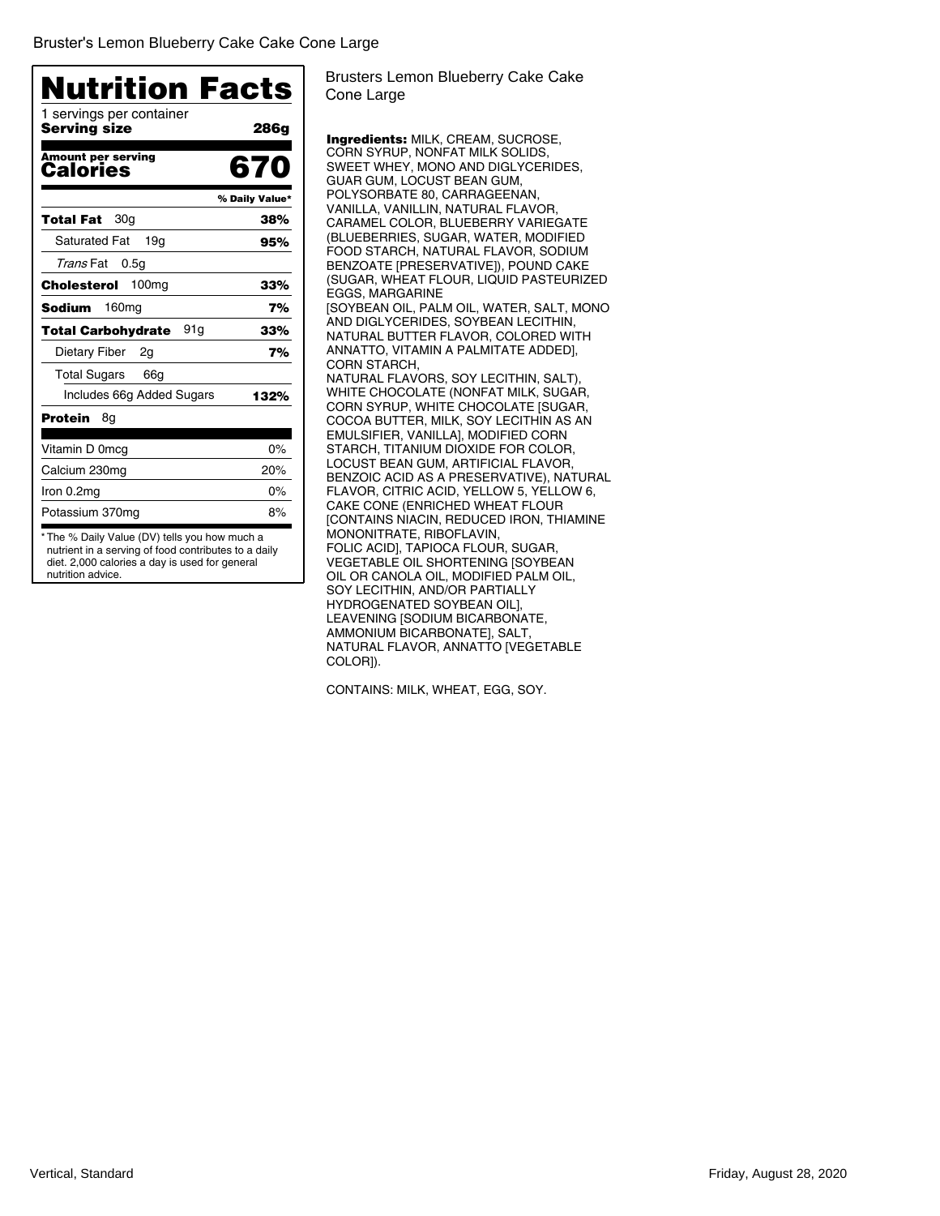Bruster's Lemon Blueberry Cake Cake Cone Large

# Nutrition Facts

1 servings per container

**Serving size** **286g**

**Amount per serving**
**Calories** **670**

| | % Daily Value* |
|---|---|
| **Total Fat** 30g | **38%** |
| Saturated Fat 19g | **95%** |
| *Trans* Fat 0.5g | |
| **Cholesterol** 100mg | **33%** |
| **Sodium** 160mg | **7%** |
| **Total Carbohydrate** 91g | **33%** |
| Dietary Fiber 2g | **7%** |
| Total Sugars 66g | |
| Includes 66g Added Sugars | **132%** |
| **Protein** 8g | |
| Vitamin D 0mcg | 0% |
| Calcium 230mg | 20% |
| Iron 0.2mg | 0% |
| Potassium 370mg | 8% |

* The % Daily Value (DV) tells you how much a nutrient in a serving of food contributes to a daily diet. 2,000 calories a day is used for general nutrition advice.

Brusters Lemon Blueberry Cake Cake Cone Large

**Ingredients:** MILK, CREAM, SUCROSE, CORN SYRUP, NONFAT MILK SOLIDS, SWEET WHEY, MONO AND DIGLYCERIDES, GUAR GUM, LOCUST BEAN GUM, POLYSORBATE 80, CARRAGEENAN, VANILLA, VANILLIN, NATURAL FLAVOR, CARAMEL COLOR, BLUEBERRY VARIEGATE (BLUEBERRIES, SUGAR, WATER, MODIFIED FOOD STARCH, NATURAL FLAVOR, SODIUM BENZOATE [PRESERVATIVE]), POUND CAKE (SUGAR, WHEAT FLOUR, LIQUID PASTEURIZED EGGS, MARGARINE [SOYBEAN OIL, PALM OIL, WATER, SALT, MONO AND DIGLYCERIDES, SOYBEAN LECITHIN, NATURAL BUTTER FLAVOR, COLORED WITH ANNATTO, VITAMIN A PALMITATE ADDED], CORN STARCH, NATURAL FLAVORS, SOY LECITHIN, SALT), WHITE CHOCOLATE (NONFAT MILK, SUGAR, CORN SYRUP, WHITE CHOCOLATE [SUGAR, COCOA BUTTER, MILK, SOY LECITHIN AS AN EMULSIFIER, VANILLA], MODIFIED CORN STARCH, TITANIUM DIOXIDE FOR COLOR, LOCUST BEAN GUM, ARTIFICIAL FLAVOR, BENZOIC ACID AS A PRESERVATIVE), NATURAL FLAVOR, CITRIC ACID, YELLOW 5, YELLOW 6, CAKE CONE (ENRICHED WHEAT FLOUR [CONTAINS NIACIN, REDUCED IRON, THIAMINE MONONITRATE, RIBOFLAVIN, FOLIC ACID], TAPIOCA FLOUR, SUGAR, VEGETABLE OIL SHORTENING [SOYBEAN OIL OR CANOLA OIL, MODIFIED PALM OIL, SOY LECITHIN, AND/OR PARTIALLY HYDROGENATED SOYBEAN OIL], LEAVENING [SODIUM BICARBONATE, AMMONIUM BICARBONATE], SALT, NATURAL FLAVOR, ANNATTO [VEGETABLE COLOR]).

CONTAINS: MILK, WHEAT, EGG, SOY.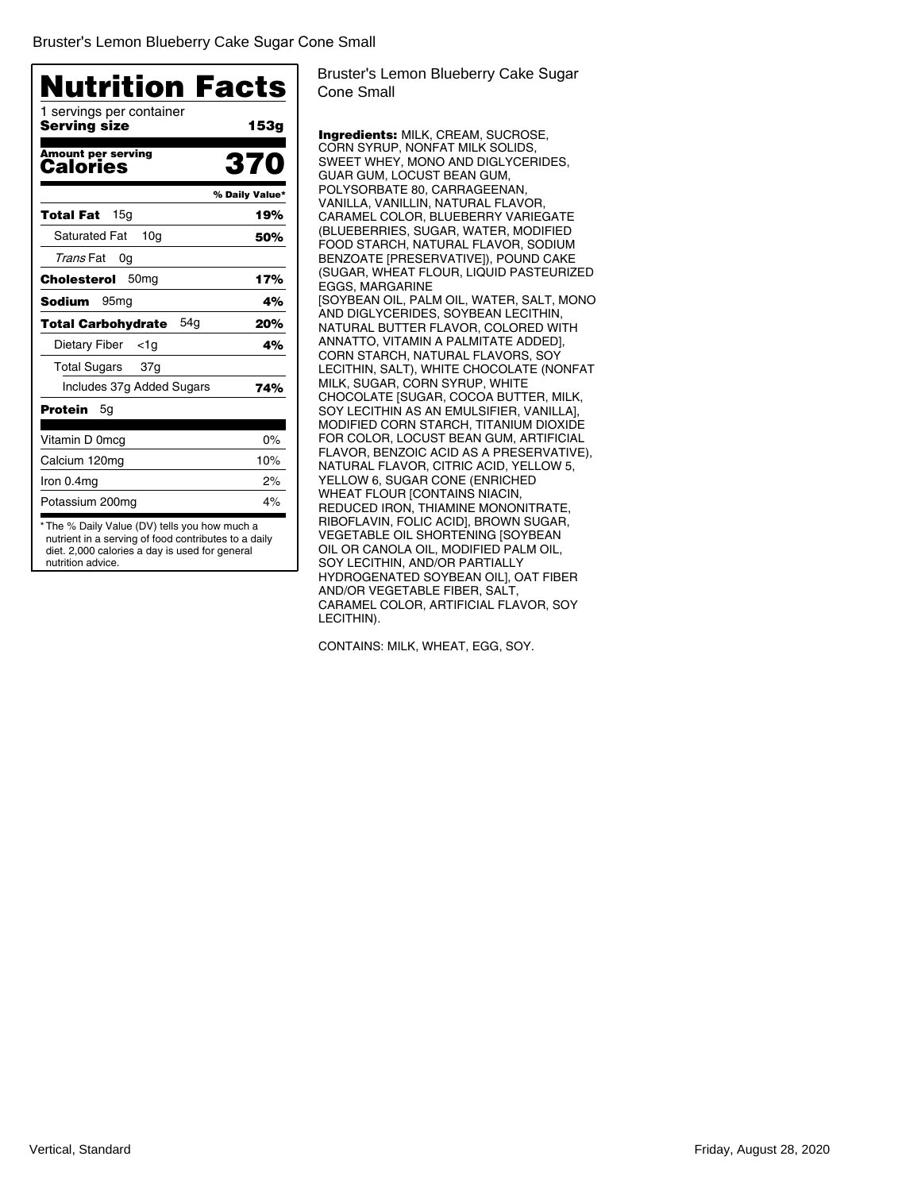Bruster's Lemon Blueberry Cake Sugar Cone Small

# Nutrition Facts

1 servings per container
**Serving size** **153g**

| Amount per serving | |
|---|---|
| **Calories** | **370** |
| | **% Daily Value*** |
| **Total Fat** 15g | **19%** |
| Saturated Fat 10g | **50%** |
| *Trans* Fat 0g | |
| **Cholesterol** 50mg | **17%** |
| **Sodium** 95mg | **4%** |
| **Total Carbohydrate** 54g | **20%** |
| Dietary Fiber <1g | **4%** |
| Total Sugars 37g | |
| Includes 37g Added Sugars | **74%** |
| **Protein** 5g | |
| Vitamin D 0mcg | 0% |
| Calcium 120mg | 10% |
| Iron 0.4mg | 2% |
| Potassium 200mg | 4% |

* The % Daily Value (DV) tells you how much a nutrient in a serving of food contributes to a daily diet. 2,000 calories a day is used for general nutrition advice.

Bruster's Lemon Blueberry Cake Sugar Cone Small

**Ingredients:** MILK, CREAM, SUCROSE, CORN SYRUP, NONFAT MILK SOLIDS, SWEET WHEY, MONO AND DIGLYCERIDES, GUAR GUM, LOCUST BEAN GUM, POLYSORBATE 80, CARRAGEENAN, VANILLA, VANILLIN, NATURAL FLAVOR, CARAMEL COLOR, BLUEBERRY VARIEGATE (BLUEBERRIES, SUGAR, WATER, MODIFIED FOOD STARCH, NATURAL FLAVOR, SODIUM BENZOATE [PRESERVATIVE]), POUND CAKE (SUGAR, WHEAT FLOUR, LIQUID PASTEURIZED EGGS, MARGARINE [SOYBEAN OIL, PALM OIL, WATER, SALT, MONO AND DIGLYCERIDES, SOYBEAN LECITHIN, NATURAL BUTTER FLAVOR, COLORED WITH ANNATTO, VITAMIN A PALMITATE ADDED], CORN STARCH, NATURAL FLAVORS, SOY LECITHIN, SALT), WHITE CHOCOLATE (NONFAT MILK, SUGAR, CORN SYRUP, WHITE CHOCOLATE [SUGAR, COCOA BUTTER, MILK, SOY LECITHIN AS AN EMULSIFIER, VANILLA], MODIFIED CORN STARCH, TITANIUM DIOXIDE FOR COLOR, LOCUST BEAN GUM, ARTIFICIAL FLAVOR, BENZOIC ACID AS A PRESERVATIVE), NATURAL FLAVOR, CITRIC ACID, YELLOW 5, YELLOW 6, SUGAR CONE (ENRICHED WHEAT FLOUR [CONTAINS NIACIN, REDUCED IRON, THIAMINE MONONITRATE, RIBOFLAVIN, FOLIC ACID], BROWN SUGAR, VEGETABLE OIL SHORTENING [SOYBEAN OIL OR CANOLA OIL, MODIFIED PALM OIL, SOY LECITHIN, AND/OR PARTIALLY HYDROGENATED SOYBEAN OIL], OAT FIBER AND/OR VEGETABLE FIBER, SALT, CARAMEL COLOR, ARTIFICIAL FLAVOR, SOY LECITHIN).

CONTAINS: MILK, WHEAT, EGG, SOY.

Vertical, Standard

Friday, August 28, 2020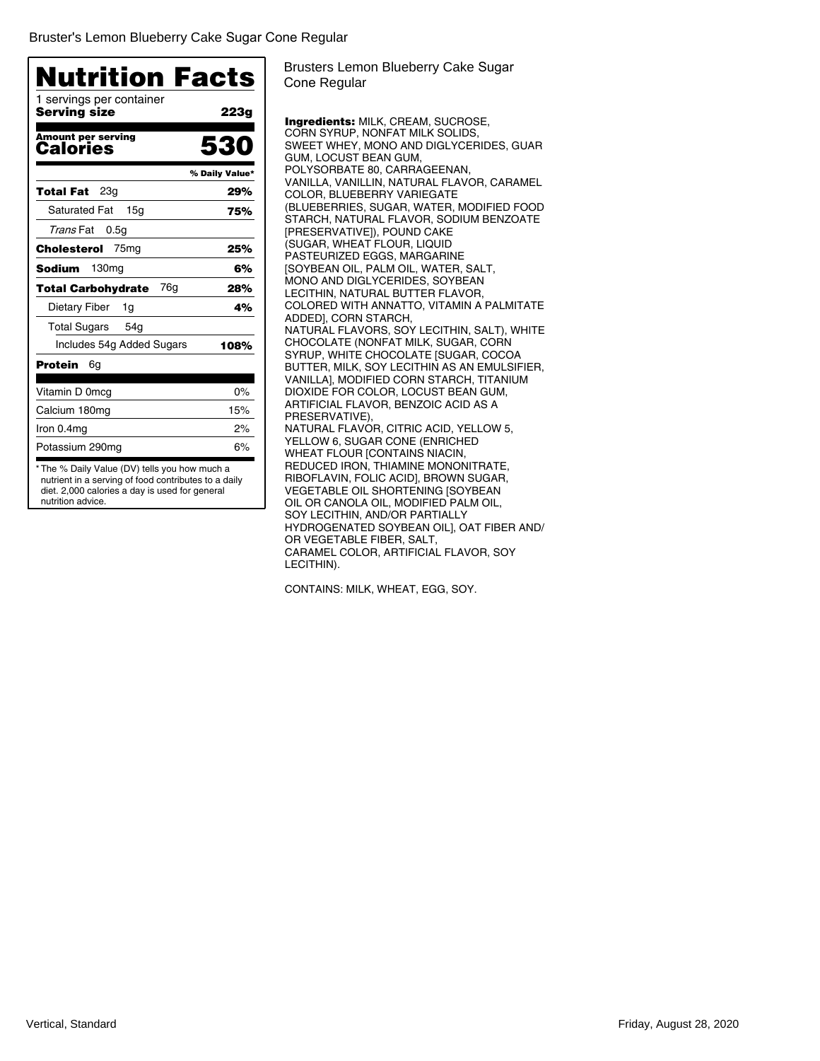Bruster's Lemon Blueberry Cake Sugar Cone Regular

# Nutrition Facts

1 servings per container
**Serving size** **223g**

**Amount per serving**
**Calories** **530**

| | % Daily Value* |
|---|---|
| **Total Fat** 23g | **29%** |
| Saturated Fat 15g | **75%** |
| *Trans* Fat 0.5g | |
| **Cholesterol** 75mg | **25%** |
| **Sodium** 130mg | **6%** |
| **Total Carbohydrate** 76g | **28%** |
| Dietary Fiber 1g | **4%** |
| Total Sugars 54g | |
| Includes 54g Added Sugars | **108%** |
| **Protein** 6g | |
| Vitamin D 0mcg | 0% |
| Calcium 180mg | 15% |
| Iron 0.4mg | 2% |
| Potassium 290mg | 6% |

* The % Daily Value (DV) tells you how much a nutrient in a serving of food contributes to a daily diet. 2,000 calories a day is used for general nutrition advice.

Brusters Lemon Blueberry Cake Sugar Cone Regular

**Ingredients:** MILK, CREAM, SUCROSE, CORN SYRUP, NONFAT MILK SOLIDS, SWEET WHEY, MONO AND DIGLYCERIDES, GUAR GUM, LOCUST BEAN GUM, POLYSORBATE 80, CARRAGEENAN, VANILLA, VANILLIN, NATURAL FLAVOR, CARAMEL COLOR, BLUEBERRY VARIEGATE (BLUEBERRIES, SUGAR, WATER, MODIFIED FOOD STARCH, NATURAL FLAVOR, SODIUM BENZOATE [PRESERVATIVE]), POUND CAKE (SUGAR, WHEAT FLOUR, LIQUID PASTEURIZED EGGS, MARGARINE [SOYBEAN OIL, PALM OIL, WATER, SALT, MONO AND DIGLYCERIDES, SOYBEAN LECITHIN, NATURAL BUTTER FLAVOR, COLORED WITH ANNATTO, VITAMIN A PALMITATE ADDED], CORN STARCH, NATURAL FLAVORS, SOY LECITHIN, SALT), WHITE CHOCOLATE (NONFAT MILK, SUGAR, CORN SYRUP, WHITE CHOCOLATE [SUGAR, COCOA BUTTER, MILK, SOY LECITHIN AS AN EMULSIFIER, VANILLA], MODIFIED CORN STARCH, TITANIUM DIOXIDE FOR COLOR, LOCUST BEAN GUM, ARTIFICIAL FLAVOR, BENZOIC ACID AS A PRESERVATIVE), NATURAL FLAVOR, CITRIC ACID, YELLOW 5, YELLOW 6, SUGAR CONE (ENRICHED WHEAT FLOUR [CONTAINS NIACIN, REDUCED IRON, THIAMINE MONONITRATE, RIBOFLAVIN, FOLIC ACID], BROWN SUGAR, VEGETABLE OIL SHORTENING [SOYBEAN OIL OR CANOLA OIL, MODIFIED PALM OIL, SOY LECITHIN, AND/OR PARTIALLY HYDROGENATED SOYBEAN OIL], OAT FIBER AND/ OR VEGETABLE FIBER, SALT, CARAMEL COLOR, ARTIFICIAL FLAVOR, SOY LECITHIN).

CONTAINS: MILK, WHEAT, EGG, SOY.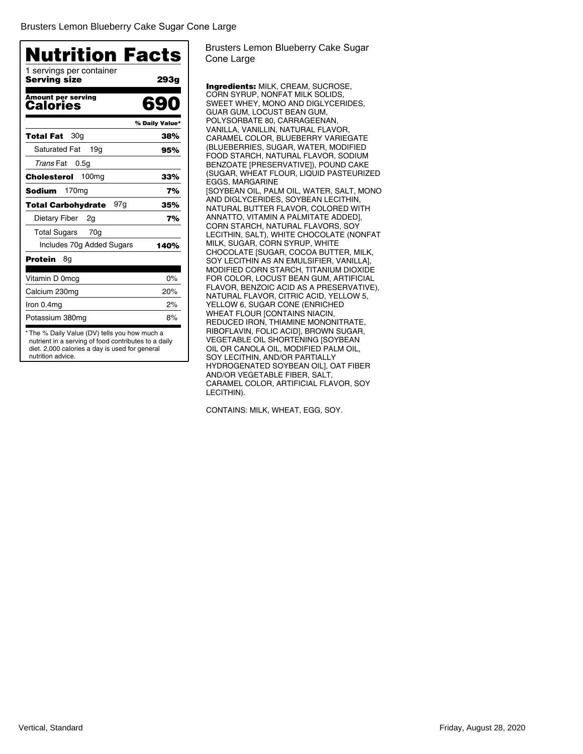Brusters Lemon Blueberry Cake Sugar Cone Large

# Nutrition Facts

1 servings per container

**Serving size** **293g**

**Amount per serving**

**Calories** **690**

| | % Daily Value* |
|---|---|
| **Total Fat** 30g | **38%** |
| Saturated Fat 19g | **95%** |
| *Trans* Fat 0.5g | |
| **Cholesterol** 100mg | **33%** |
| **Sodium** 170mg | **7%** |
| **Total Carbohydrate** 97g | **35%** |
| Dietary Fiber 2g | **7%** |
| Total Sugars 70g | |
| Includes 70g Added Sugars | **140%** |
| **Protein** 8g | |
| Vitamin D 0mcg | 0% |
| Calcium 230mg | 20% |
| Iron 0.4mg | 2% |
| Potassium 380mg | 8% |

* The % Daily Value (DV) tells you how much a nutrient in a serving of food contributes to a daily diet. 2,000 calories a day is used for general nutrition advice.

Brusters Lemon Blueberry Cake Sugar Cone Large

**Ingredients:** MILK, CREAM, SUCROSE, CORN SYRUP, NONFAT MILK SOLIDS, SWEET WHEY, MONO AND DIGLYCERIDES, GUAR GUM, LOCUST BEAN GUM, POLYSORBATE 80, CARRAGEENAN, VANILLA, VANILLIN, NATURAL FLAVOR, CARAMEL COLOR, BLUEBERRY VARIEGATE (BLUEBERRIES, SUGAR, WATER, MODIFIED FOOD STARCH, NATURAL FLAVOR, SODIUM BENZOATE [PRESERVATIVE]), POUND CAKE (SUGAR, WHEAT FLOUR, LIQUID PASTEURIZED EGGS, MARGARINE [SOYBEAN OIL, PALM OIL, WATER, SALT, MONO AND DIGLYCERIDES, SOYBEAN LECITHIN, NATURAL BUTTER FLAVOR, COLORED WITH ANNATTO, VITAMIN A PALMITATE ADDED], CORN STARCH, NATURAL FLAVORS, SOY LECITHIN, SALT), WHITE CHOCOLATE (NONFAT MILK, SUGAR, CORN SYRUP, WHITE CHOCOLATE [SUGAR, COCOA BUTTER, MILK, SOY LECITHIN AS AN EMULSIFIER, VANILLA], MODIFIED CORN STARCH, TITANIUM DIOXIDE FOR COLOR, LOCUST BEAN GUM, ARTIFICIAL FLAVOR, BENZOIC ACID AS A PRESERVATIVE), NATURAL FLAVOR, CITRIC ACID, YELLOW 5, YELLOW 6, SUGAR CONE (ENRICHED WHEAT FLOUR [CONTAINS NIACIN, REDUCED IRON, THIAMINE MONONITRATE, RIBOFLAVIN, FOLIC ACID], BROWN SUGAR, VEGETABLE OIL SHORTENING [SOYBEAN OIL OR CANOLA OIL, MODIFIED PALM OIL, SOY LECITHIN, AND/OR PARTIALLY HYDROGENATED SOYBEAN OIL], OAT FIBER AND/OR VEGETABLE FIBER, SALT, CARAMEL COLOR, ARTIFICIAL FLAVOR, SOY LECITHIN).

CONTAINS: MILK, WHEAT, EGG, SOY.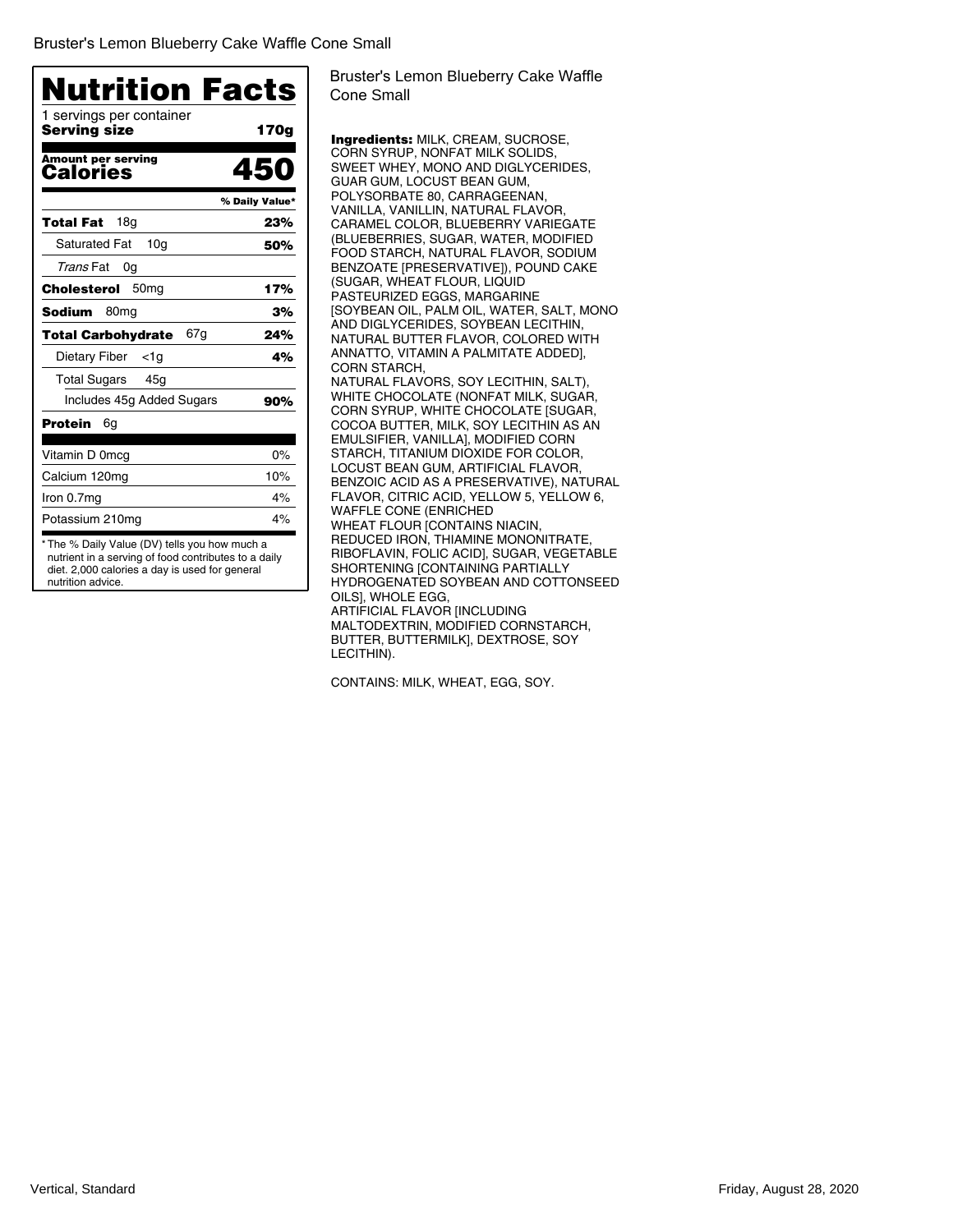Bruster's Lemon Blueberry Cake Waffle Cone Small

# Nutrition Facts

1 servings per container

| **Serving size** | **170g** |
|---|---|
| **Amount per serving** | |
| **Calories** | **450** |
| | **% Daily Value*** |
| **Total Fat** 18g | **23%** |
| Saturated Fat 10g | **50%** |
| *Trans* Fat 0g | |
| **Cholesterol** 50mg | **17%** |
| **Sodium** 80mg | **3%** |
| **Total Carbohydrate** 67g | **24%** |
| Dietary Fiber <1g | **4%** |
| Total Sugars 45g | |
| Includes 45g Added Sugars | **90%** |
| **Protein** 6g | |
| Vitamin D 0mcg | 0% |
| Calcium 120mg | 10% |
| Iron 0.7mg | 4% |
| Potassium 210mg | 4% |

* The % Daily Value (DV) tells you how much a nutrient in a serving of food contributes to a daily diet. 2,000 calories a day is used for general nutrition advice.

Bruster's Lemon Blueberry Cake Waffle Cone Small

**Ingredients:** MILK, CREAM, SUCROSE, CORN SYRUP, NONFAT MILK SOLIDS, SWEET WHEY, MONO AND DIGLYCERIDES, GUAR GUM, LOCUST BEAN GUM, POLYSORBATE 80, CARRAGEENAN, VANILLA, VANILLIN, NATURAL FLAVOR, CARAMEL COLOR, BLUEBERRY VARIEGATE (BLUEBERRIES, SUGAR, WATER, MODIFIED FOOD STARCH, NATURAL FLAVOR, SODIUM BENZOATE [PRESERVATIVE]), POUND CAKE (SUGAR, WHEAT FLOUR, LIQUID PASTEURIZED EGGS, MARGARINE [SOYBEAN OIL, PALM OIL, WATER, SALT, MONO AND DIGLYCERIDES, SOYBEAN LECITHIN, NATURAL BUTTER FLAVOR, COLORED WITH ANNATTO, VITAMIN A PALMITATE ADDED], CORN STARCH, NATURAL FLAVORS, SOY LECITHIN, SALT), WHITE CHOCOLATE (NONFAT MILK, SUGAR, CORN SYRUP, WHITE CHOCOLATE [SUGAR, COCOA BUTTER, MILK, SOY LECITHIN AS AN EMULSIFIER, VANILLA], MODIFIED CORN STARCH, TITANIUM DIOXIDE FOR COLOR, LOCUST BEAN GUM, ARTIFICIAL FLAVOR, BENZOIC ACID AS A PRESERVATIVE), NATURAL FLAVOR, CITRIC ACID, YELLOW 5, YELLOW 6, WAFFLE CONE (ENRICHED WHEAT FLOUR [CONTAINS NIACIN, REDUCED IRON, THIAMINE MONONITRATE, RIBOFLAVIN, FOLIC ACID], SUGAR, VEGETABLE SHORTENING [CONTAINING PARTIALLY HYDROGENATED SOYBEAN AND COTTONSEED OILS], WHOLE EGG, ARTIFICIAL FLAVOR [INCLUDING MALTODEXTRIN, MODIFIED CORNSTARCH, BUTTER, BUTTERMILK], DEXTROSE, SOY LECITHIN).

CONTAINS: MILK, WHEAT, EGG, SOY.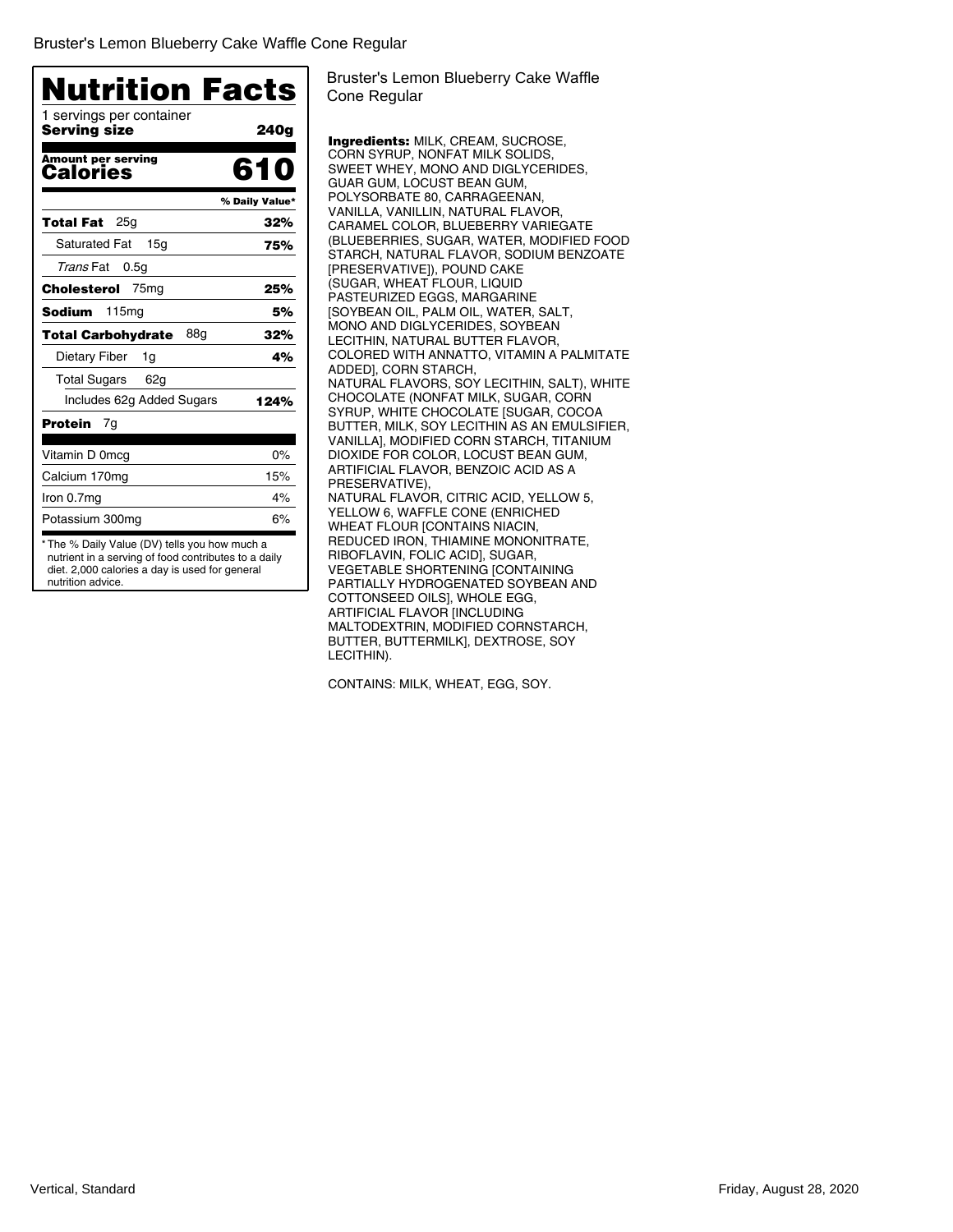Bruster's Lemon Blueberry Cake Waffle Cone Regular

# Nutrition Facts

1 servings per container
**Serving size** **240g**

**Amount per serving**
**Calories** **610**

| | % Daily Value* |
|---|---|
| **Total Fat** 25g | **32%** |
| Saturated Fat 15g | **75%** |
| *Trans* Fat 0.5g | |
| **Cholesterol** 75mg | **25%** |
| **Sodium** 115mg | **5%** |
| **Total Carbohydrate** 88g | **32%** |
| Dietary Fiber 1g | **4%** |
| Total Sugars 62g | |
| Includes 62g Added Sugars | **124%** |
| **Protein** 7g | |
| Vitamin D 0mcg | 0% |
| Calcium 170mg | 15% |
| Iron 0.7mg | 4% |
| Potassium 300mg | 6% |

* The % Daily Value (DV) tells you how much a nutrient in a serving of food contributes to a daily diet. 2,000 calories a day is used for general nutrition advice.

Bruster's Lemon Blueberry Cake Waffle Cone Regular

**Ingredients:** MILK, CREAM, SUCROSE, CORN SYRUP, NONFAT MILK SOLIDS, SWEET WHEY, MONO AND DIGLYCERIDES, GUAR GUM, LOCUST BEAN GUM, POLYSORBATE 80, CARRAGEENAN, VANILLA, VANILLIN, NATURAL FLAVOR, CARAMEL COLOR, BLUEBERRY VARIEGATE (BLUEBERRIES, SUGAR, WATER, MODIFIED FOOD STARCH, NATURAL FLAVOR, SODIUM BENZOATE [PRESERVATIVE]), POUND CAKE (SUGAR, WHEAT FLOUR, LIQUID PASTEURIZED EGGS, MARGARINE [SOYBEAN OIL, PALM OIL, WATER, SALT, MONO AND DIGLYCERIDES, SOYBEAN LECITHIN, NATURAL BUTTER FLAVOR, COLORED WITH ANNATTO, VITAMIN A PALMITATE ADDED], CORN STARCH, NATURAL FLAVORS, SOY LECITHIN, SALT), WHITE CHOCOLATE (NONFAT MILK, SUGAR, CORN SYRUP, WHITE CHOCOLATE [SUGAR, COCOA BUTTER, MILK, SOY LECITHIN AS AN EMULSIFIER, VANILLA], MODIFIED CORN STARCH, TITANIUM DIOXIDE FOR COLOR, LOCUST BEAN GUM, ARTIFICIAL FLAVOR, BENZOIC ACID AS A PRESERVATIVE), NATURAL FLAVOR, CITRIC ACID, YELLOW 5, YELLOW 6, WAFFLE CONE (ENRICHED WHEAT FLOUR [CONTAINS NIACIN, REDUCED IRON, THIAMINE MONONITRATE, RIBOFLAVIN, FOLIC ACID], SUGAR, VEGETABLE SHORTENING [CONTAINING PARTIALLY HYDROGENATED SOYBEAN AND COTTONSEED OILS], WHOLE EGG, ARTIFICIAL FLAVOR [INCLUDING MALTODEXTRIN, MODIFIED CORNSTARCH, BUTTER, BUTTERMILK], DEXTROSE, SOY LECITHIN).

CONTAINS: MILK, WHEAT, EGG, SOY.

Vertical, Standard

Friday, August 28, 2020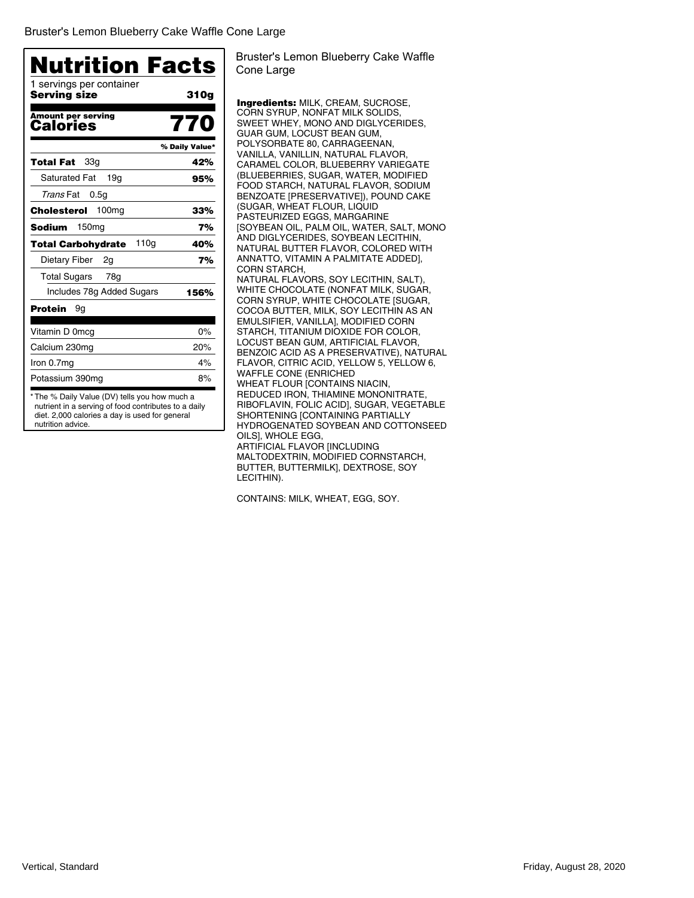Bruster's Lemon Blueberry Cake Waffle Cone Large

# Nutrition Facts

1 servings per container
**Serving size** **310g**

**Amount per serving**
**Calories** **770**

| | % Daily Value* |
|---|---|
| **Total Fat** 33g | **42%** |
| Saturated Fat 19g | **95%** |
| *Trans* Fat 0.5g | |
| **Cholesterol** 100mg | **33%** |
| **Sodium** 150mg | **7%** |
| **Total Carbohydrate** 110g | **40%** |
| Dietary Fiber 2g | **7%** |
| Total Sugars 78g | |
| Includes 78g Added Sugars | **156%** |
| **Protein** 9g | |
| Vitamin D 0mcg | 0% |
| Calcium 230mg | 20% |
| Iron 0.7mg | 4% |
| Potassium 390mg | 8% |

* The % Daily Value (DV) tells you how much a nutrient in a serving of food contributes to a daily diet. 2,000 calories a day is used for general nutrition advice.

Bruster's Lemon Blueberry Cake Waffle Cone Large

**Ingredients:** MILK, CREAM, SUCROSE, CORN SYRUP, NONFAT MILK SOLIDS, SWEET WHEY, MONO AND DIGLYCERIDES, GUAR GUM, LOCUST BEAN GUM, POLYSORBATE 80, CARRAGEENAN, VANILLA, VANILLIN, NATURAL FLAVOR, CARAMEL COLOR, BLUEBERRY VARIEGATE (BLUEBERRIES, SUGAR, WATER, MODIFIED FOOD STARCH, NATURAL FLAVOR, SODIUM BENZOATE [PRESERVATIVE]), POUND CAKE (SUGAR, WHEAT FLOUR, LIQUID PASTEURIZED EGGS, MARGARINE [SOYBEAN OIL, PALM OIL, WATER, SALT, MONO AND DIGLYCERIDES, SOYBEAN LECITHIN, NATURAL BUTTER FLAVOR, COLORED WITH ANNATTO, VITAMIN A PALMITATE ADDED], CORN STARCH, NATURAL FLAVORS, SOY LECITHIN, SALT), WHITE CHOCOLATE (NONFAT MILK, SUGAR, CORN SYRUP, WHITE CHOCOLATE [SUGAR, COCOA BUTTER, MILK, SOY LECITHIN AS AN EMULSIFIER, VANILLA], MODIFIED CORN STARCH, TITANIUM DIOXIDE FOR COLOR, LOCUST BEAN GUM, ARTIFICIAL FLAVOR, BENZOIC ACID AS A PRESERVATIVE), NATURAL FLAVOR, CITRIC ACID, YELLOW 5, YELLOW 6, WAFFLE CONE (ENRICHED WHEAT FLOUR [CONTAINS NIACIN, REDUCED IRON, THIAMINE MONONITRATE, RIBOFLAVIN, FOLIC ACID], SUGAR, VEGETABLE SHORTENING [CONTAINING PARTIALLY HYDROGENATED SOYBEAN AND COTTONSEED OILS], WHOLE EGG, ARTIFICIAL FLAVOR [INCLUDING MALTODEXTRIN, MODIFIED CORNSTARCH, BUTTER, BUTTERMILK], DEXTROSE, SOY LECITHIN).

CONTAINS: MILK, WHEAT, EGG, SOY.

Vertical, Standard

Friday, August 28, 2020